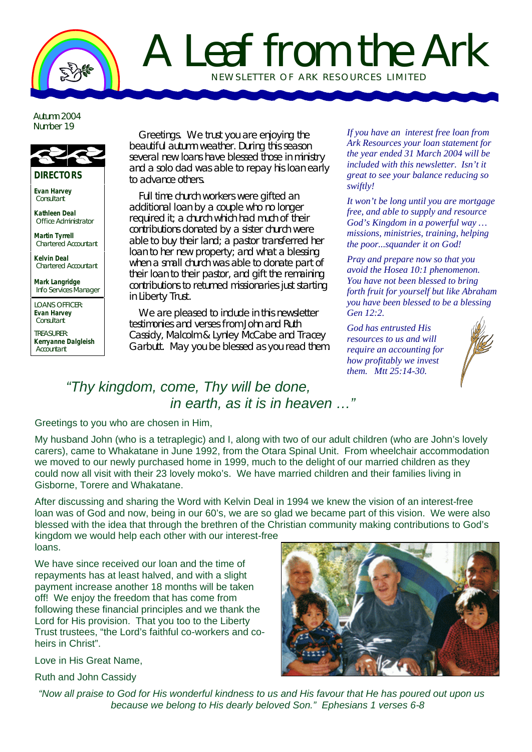# A Leaf from the Ark

NEWSLETTER OF ARK RESOURCES LIMITED

Autumn 2004
Number 19

**DIRECTORS**

**Evan Harvey**
Consultant

**Kathleen Deal**
Office Administrator

**Martin Tyrrell**
Chartered Accountant

**Kelvin Deal**
Chartered Accountant

**Mark Langridge**
Info Services Manager

LOANS OFFICER:
**Evan Harvey**
Consultant

TREASURER:
**Kerryanne Dalgleish**
Accountant

Greetings. We trust you are enjoying the beautiful autumn weather. During this season several new loans have blessed those in ministry and a solo dad was able to repay his loan early to advance others.

Full time church workers were gifted an additional loan by a couple who no longer required it; a church which had much of their contributions donated by a sister church were able to buy their land; a pastor transferred her loan to her new property; and what a blessing when a small church was able to donate part of their loan to their pastor, and gift the remaining contributions to returned missionaries just starting in Liberty Trust.

We are pleased to include in this newsletter testimonies and verses from John and Ruth Cassidy, Malcolm & Lynley McCabe and Tracey Garbutt. May you be blessed as you read them

*If you have an interest free loan from Ark Resources your loan statement for the year ended 31 March 2004 will be included with this newsletter. Isn't it great to see your balance reducing so swiftly!*

*It won't be long until you are mortgage free, and able to supply and resource God's Kingdom in a powerful way … missions, ministries, training, helping the poor...squander it on God!*

*Pray and prepare now so that you avoid the Hosea 10:1 phenomenon. You have not been blessed to bring forth fruit for yourself but like Abraham you have been blessed to be a blessing Gen 12:2.*

*God has entrusted His resources to us and will require an accounting for how profitably we invest them. Mtt 25:14-30.*

*"Thy kingdom, come, Thy will be done, in earth, as it is in heaven …"*

Greetings to you who are chosen in Him,

My husband John (who is a tetraplegic) and I, along with two of our adult children (who are John's lovely carers), came to Whakatane in June 1992, from the Otara Spinal Unit. From wheelchair accommodation we moved to our newly purchased home in 1999, much to the delight of our married children as they could now all visit with their 23 lovely moko's. We have married children and their families living in Gisborne, Torere and Whakatane.

After discussing and sharing the Word with Kelvin Deal in 1994 we knew the vision of an interest-free loan was of God and now, being in our 60's, we are so glad we became part of this vision. We were also blessed with the idea that through the brethren of the Christian community making contributions to God's kingdom we would help each other with our interest-free loans.

We have since received our loan and the time of repayments has at least halved, and with a slight payment increase another 18 months will be taken off! We enjoy the freedom that has come from following these financial principles and we thank the Lord for His provision. That you too to the Liberty Trust trustees, "the Lord's faithful co-workers and co-heirs in Christ".

Love in His Great Name,

Ruth and John Cassidy

*"Now all praise to God for His wonderful kindness to us and His favour that He has poured out upon us because we belong to His dearly beloved Son." Ephesians 1 verses 6-8*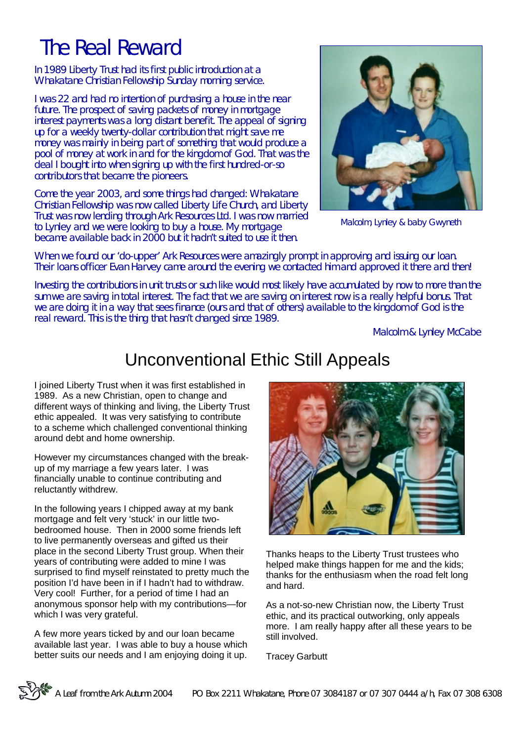# The Real Reward

In 1989 Liberty Trust had its first public introduction at a Whakatane Christian Fellowship Sunday morning service.

I was 22 and had no intention of purchasing a house in the near future. The prospect of saving packets of money in mortgage interest payments was a long distant benefit. The appeal of signing up for a weekly twenty-dollar contribution that might save me money was mainly in being part of something that would produce a pool of money at work in and for the kingdom of God. That was the deal I bought into when signing up with the first hundred-or-so contributors that became the pioneers.

Come the year 2003, and some things had changed: Whakatane Christian Fellowship was now called Liberty Life Church, and Liberty Trust was now lending through Ark Resources Ltd. I was now married to Lynley and we were looking to buy a house. My mortgage became available back in 2000 but it hadn't suited to use it then.

Malcolm, Lynley & baby Gwyneth

When we found our 'do-upper' Ark Resources were amazingly prompt in approving and issuing our loan. Their loans officer Evan Harvey came around the evening we contacted him and approved it there and then!

Investing the contributions in unit trusts or such like would most likely have accumulated by now to more than the sum we are saving in total interest. The fact that we are saving on interest now is a really helpful bonus. That we are doing it in a way that sees finance (ours and that of others) available to the kingdom of God is the real reward. This is the thing that hasn't changed since 1989.

Malcolm & Lynley McCabe

# Unconventional Ethic Still Appeals

I joined Liberty Trust when it was first established in 1989. As a new Christian, open to change and different ways of thinking and living, the Liberty Trust ethic appealed. It was very satisfying to contribute to a scheme which challenged conventional thinking around debt and home ownership.

However my circumstances changed with the break-up of my marriage a few years later. I was financially unable to continue contributing and reluctantly withdrew.

In the following years I chipped away at my bank mortgage and felt very 'stuck' in our little two-bedroomed house. Then in 2000 some friends left to live permanently overseas and gifted us their place in the second Liberty Trust group. When their years of contributing were added to mine I was surprised to find myself reinstated to pretty much the position I'd have been in if I hadn't had to withdraw. Very cool! Further, for a period of time I had an anonymous sponsor help with my contributions—for which I was very grateful.

A few more years ticked by and our loan became available last year. I was able to buy a house which better suits our needs and I am enjoying doing it up.

Thanks heaps to the Liberty Trust trustees who helped make things happen for me and the kids; thanks for the enthusiasm when the road felt long and hard.

As a not-so-new Christian now, the Liberty Trust ethic, and its practical outworking, only appeals more. I am really happy after all these years to be still involved.

Tracey Garbutt

A Leaf from the Ark Autumn 2004 PO Box 2211 Whakatane, Phone 07 3084187 or 07 307 0444 a/h, Fax 07 308 6308